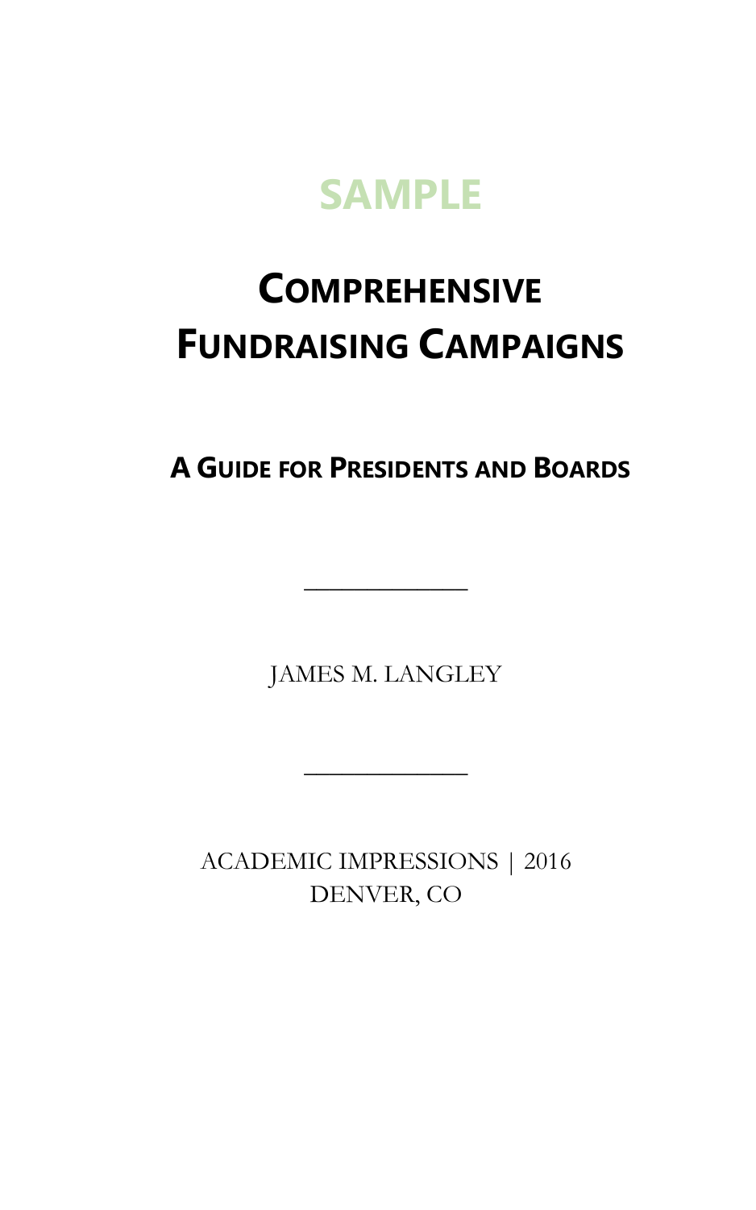SAMPLE

# Comprehensive Fundraising Campaigns

## A Guide for Presidents and Boards

---

JAMES M. LANGLEY

---

ACADEMIC IMPRESSIONS | 2016
DENVER, CO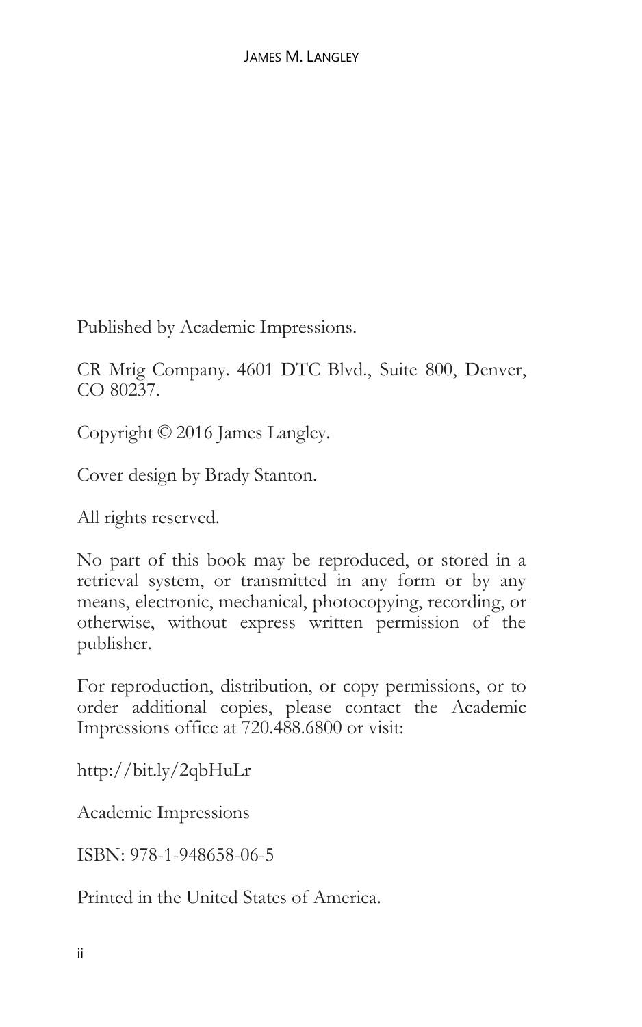Published by Academic Impressions.

CR Mrig Company. 4601 DTC Blvd., Suite 800, Denver, CO 80237.

Copyright © 2016 James Langley.

Cover design by Brady Stanton.

All rights reserved.

No part of this book may be reproduced, or stored in a retrieval system, or transmitted in any form or by any means, electronic, mechanical, photocopying, recording, or otherwise, without express written permission of the publisher.

For reproduction, distribution, or copy permissions, or to order additional copies, please contact the Academic Impressions office at 720.488.6800 or visit:

http://bit.ly/2qbHuLr

Academic Impressions

ISBN: 978-1-948658-06-5

Printed in the United States of America.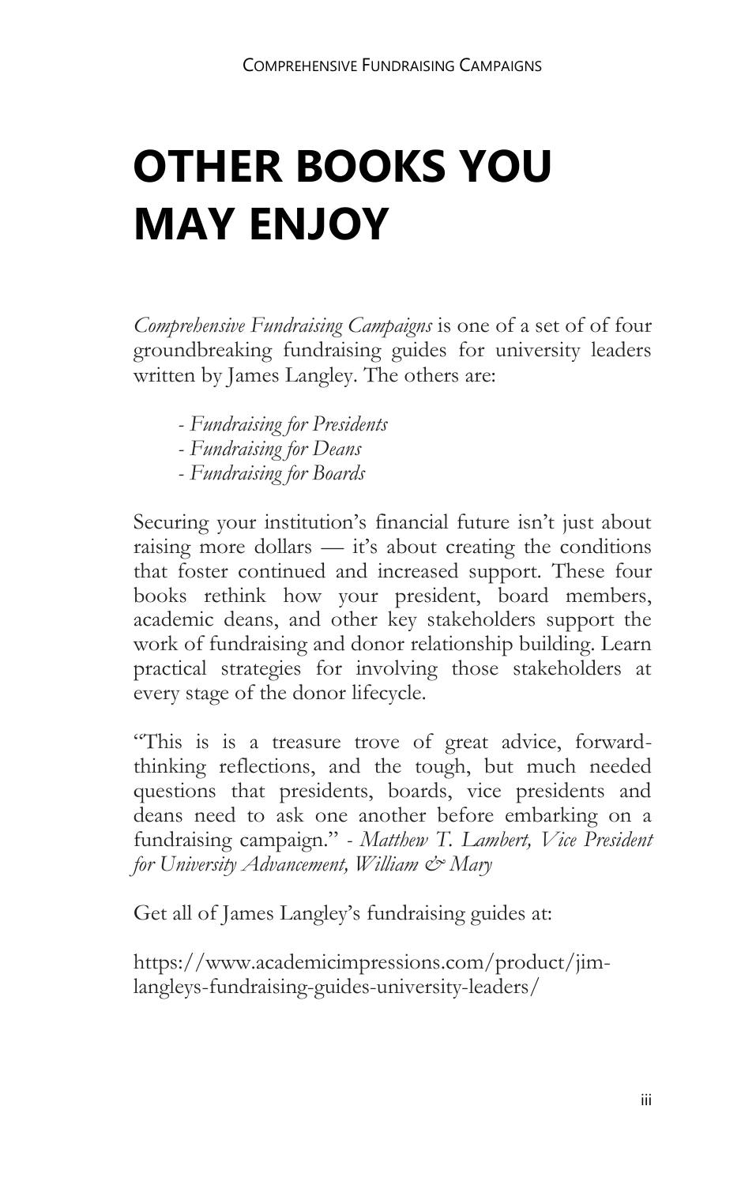# OTHER BOOKS YOU MAY ENJOY

*Comprehensive Fundraising Campaigns* is one of a set of of four groundbreaking fundraising guides for university leaders written by James Langley. The others are:

- *Fundraising for Presidents*
- *Fundraising for Deans*
- *Fundraising for Boards*

Securing your institution's financial future isn't just about raising more dollars — it's about creating the conditions that foster continued and increased support. These four books rethink how your president, board members, academic deans, and other key stakeholders support the work of fundraising and donor relationship building. Learn practical strategies for involving those stakeholders at every stage of the donor lifecycle.

"This is is a treasure trove of great advice, forward-thinking reflections, and the tough, but much needed questions that presidents, boards, vice presidents and deans need to ask one another before embarking on a fundraising campaign." - *Matthew T. Lambert, Vice President for University Advancement, William & Mary*

Get all of James Langley's fundraising guides at:

https://www.academicimpressions.com/product/jim-langleys-fundraising-guides-university-leaders/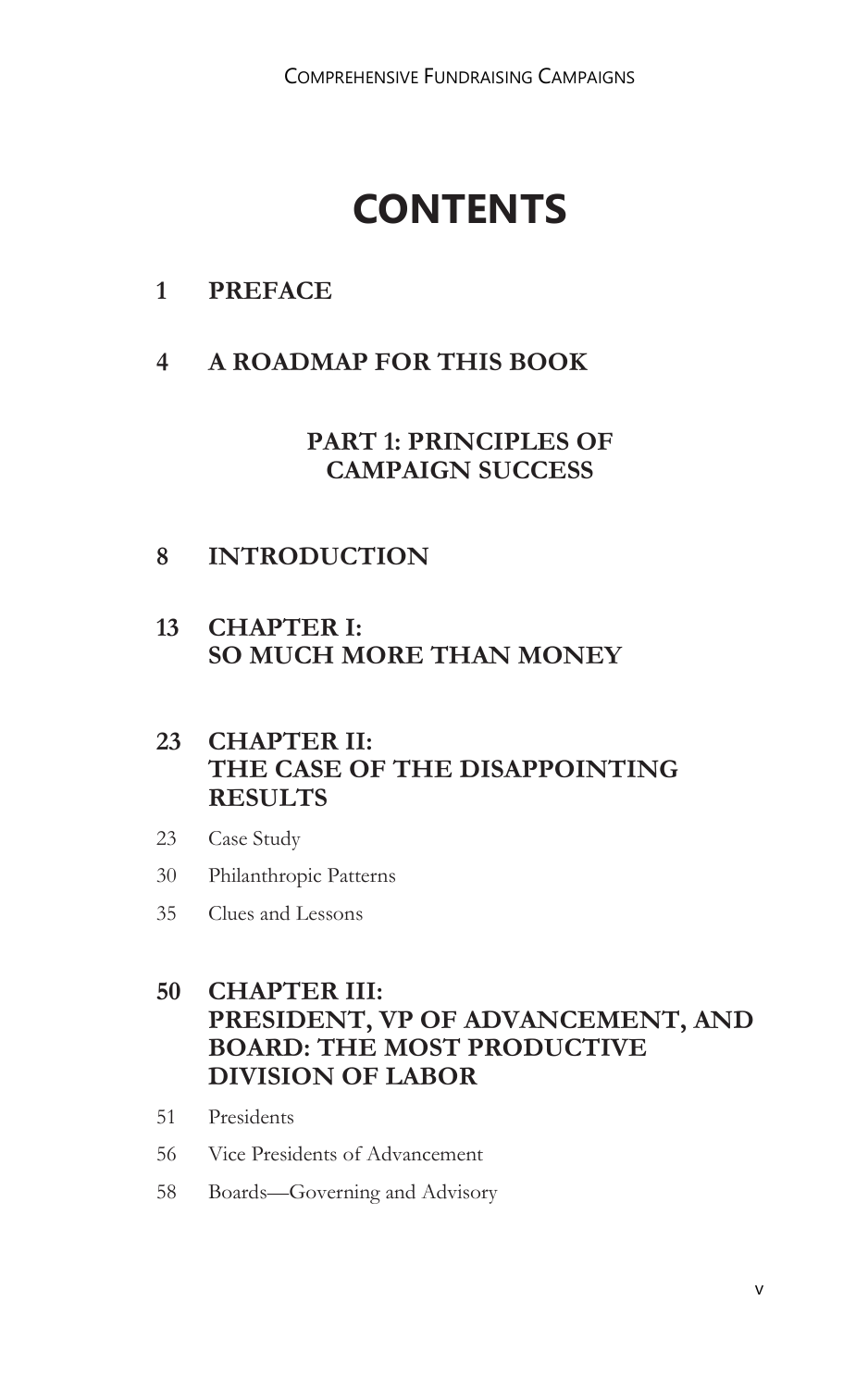# CONTENTS

**1 PREFACE**

**4 A ROADMAP FOR THIS BOOK**

## PART 1: PRINCIPLES OF CAMPAIGN SUCCESS

**8 INTRODUCTION**

**13 CHAPTER I: SO MUCH MORE THAN MONEY**

**23 CHAPTER II: THE CASE OF THE DISAPPOINTING RESULTS**

23 Case Study

30 Philanthropic Patterns

35 Clues and Lessons

**50 CHAPTER III: PRESIDENT, VP OF ADVANCEMENT, AND BOARD: THE MOST PRODUCTIVE DIVISION OF LABOR**

51 Presidents

56 Vice Presidents of Advancement

58 Boards—Governing and Advisory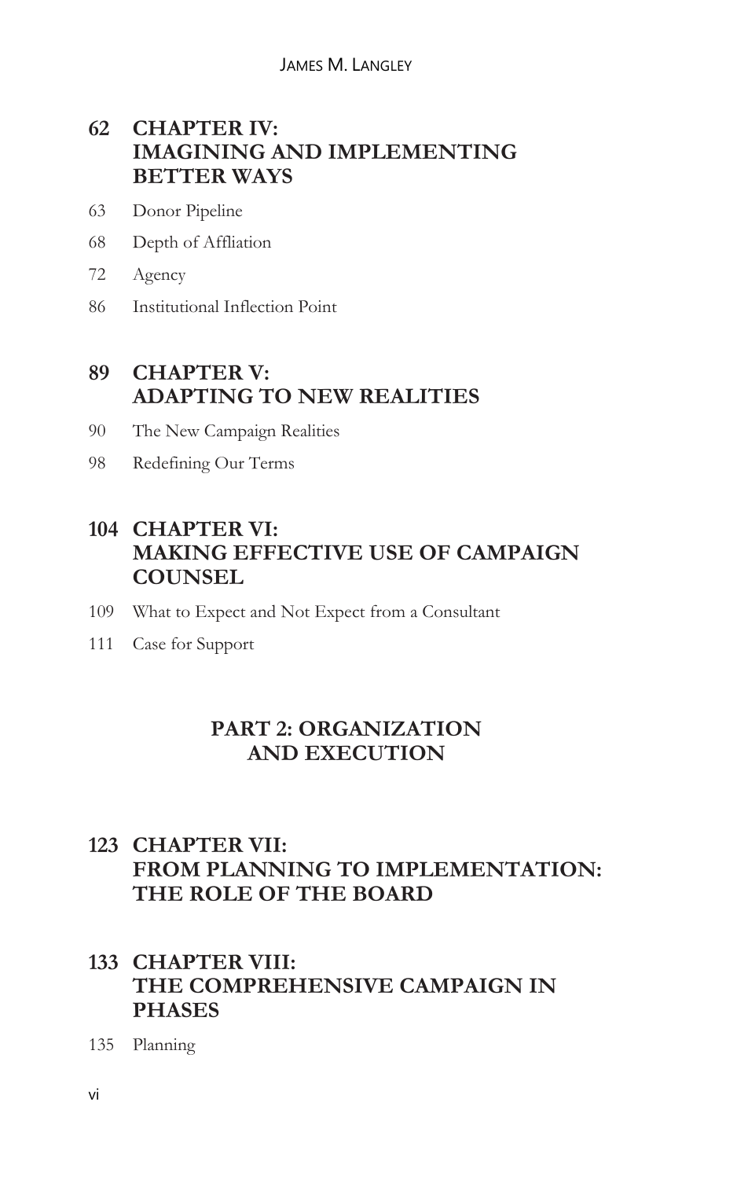**62 CHAPTER IV: IMAGINING AND IMPLEMENTING BETTER WAYS**

63 Donor Pipeline

68 Depth of Affliation

72 Agency

86 Institutional Inflection Point

**89 CHAPTER V: ADAPTING TO NEW REALITIES**

90 The New Campaign Realities

98 Redefining Our Terms

**104 CHAPTER VI: MAKING EFFECTIVE USE OF CAMPAIGN COUNSEL**

109 What to Expect and Not Expect from a Consultant

111 Case for Support

## PART 2: ORGANIZATION AND EXECUTION

**123 CHAPTER VII: FROM PLANNING TO IMPLEMENTATION: THE ROLE OF THE BOARD**

**133 CHAPTER VIII: THE COMPREHENSIVE CAMPAIGN IN PHASES**

135 Planning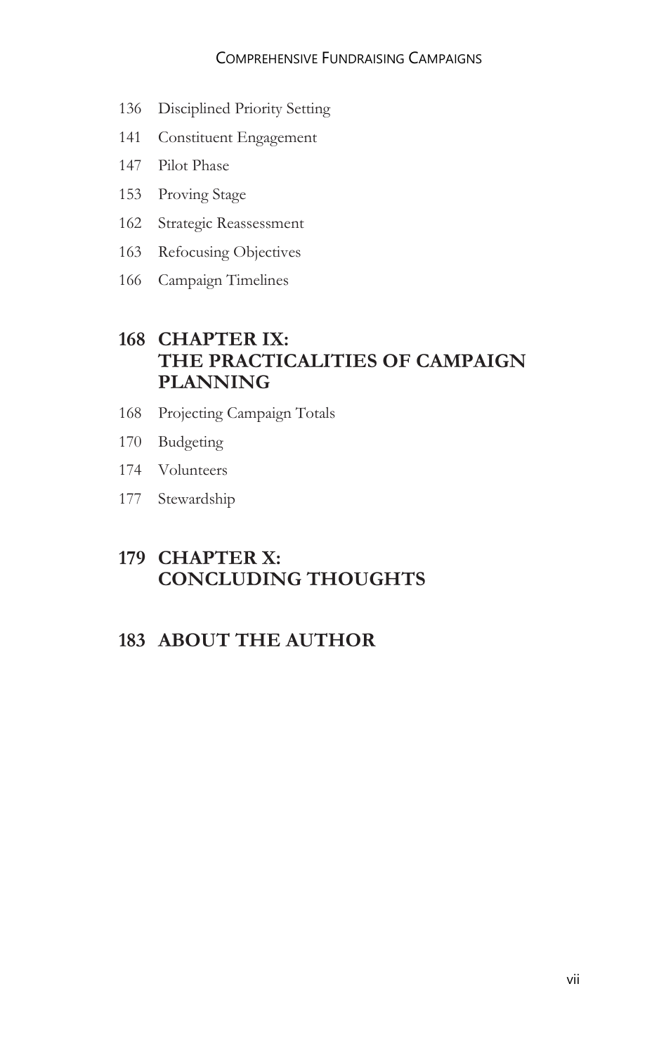136 Disciplined Priority Setting

141 Constituent Engagement

147 Pilot Phase

153 Proving Stage

162 Strategic Reassessment

163 Refocusing Objectives

166 Campaign Timelines

## 168 CHAPTER IX: THE PRACTICALITIES OF CAMPAIGN PLANNING

168 Projecting Campaign Totals

170 Budgeting

174 Volunteers

177 Stewardship

## 179 CHAPTER X: CONCLUDING THOUGHTS

## 183 ABOUT THE AUTHOR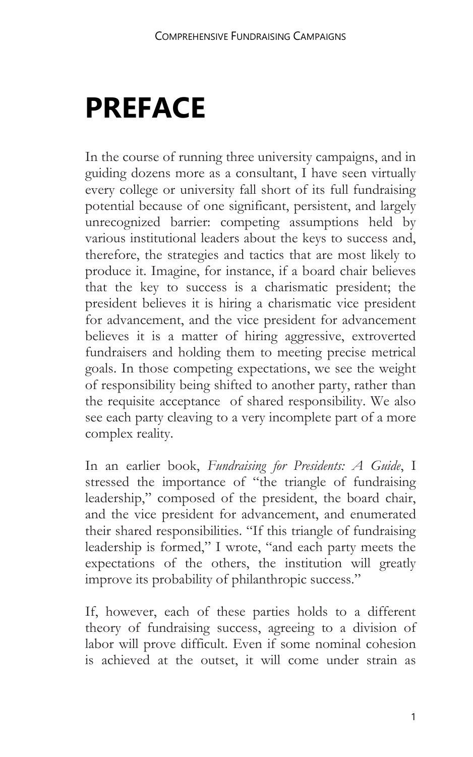# PREFACE

In the course of running three university campaigns, and in guiding dozens more as a consultant, I have seen virtually every college or university fall short of its full fundraising potential because of one significant, persistent, and largely unrecognized barrier: competing assumptions held by various institutional leaders about the keys to success and, therefore, the strategies and tactics that are most likely to produce it. Imagine, for instance, if a board chair believes that the key to success is a charismatic president; the president believes it is hiring a charismatic vice president for advancement, and the vice president for advancement believes it is a matter of hiring aggressive, extroverted fundraisers and holding them to meeting precise metrical goals. In those competing expectations, we see the weight of responsibility being shifted to another party, rather than the requisite acceptance of shared responsibility. We also see each party cleaving to a very incomplete part of a more complex reality.

In an earlier book, *Fundraising for Presidents: A Guide*, I stressed the importance of "the triangle of fundraising leadership," composed of the president, the board chair, and the vice president for advancement, and enumerated their shared responsibilities. "If this triangle of fundraising leadership is formed," I wrote, "and each party meets the expectations of the others, the institution will greatly improve its probability of philanthropic success."

If, however, each of these parties holds to a different theory of fundraising success, agreeing to a division of labor will prove difficult. Even if some nominal cohesion is achieved at the outset, it will come under strain as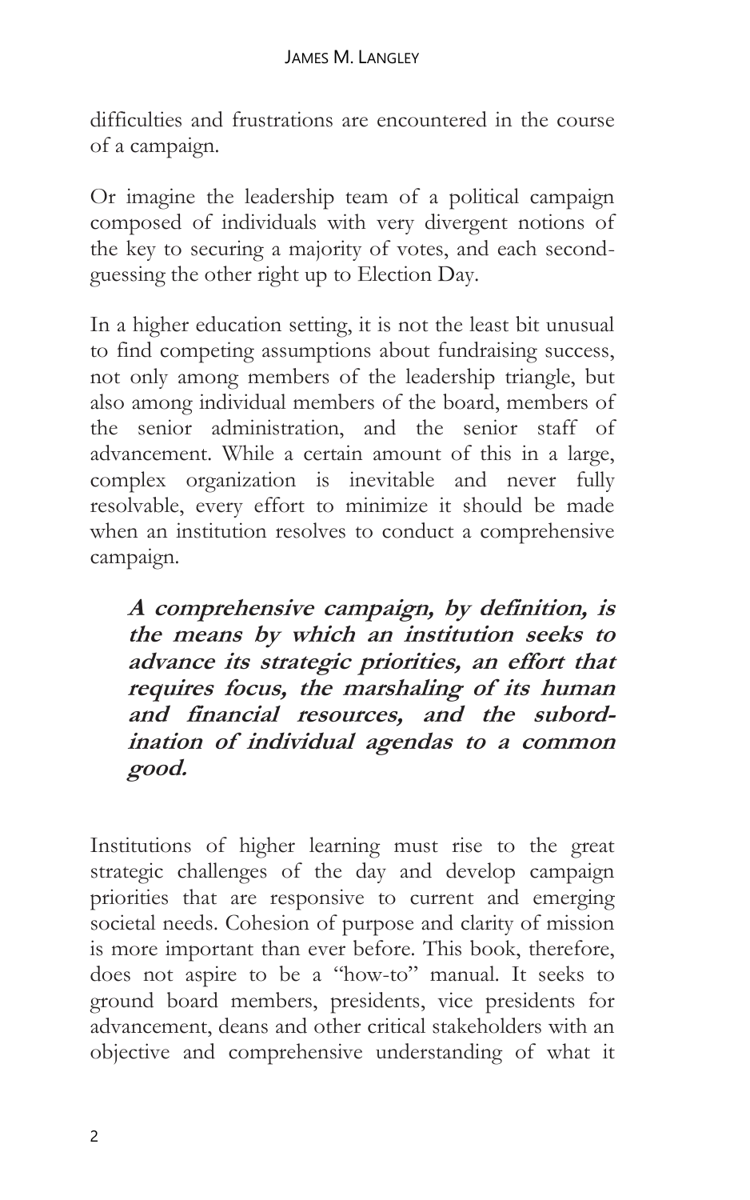difficulties and frustrations are encountered in the course of a campaign.

Or imagine the leadership team of a political campaign composed of individuals with very divergent notions of the key to securing a majority of votes, and each second-guessing the other right up to Election Day.

In a higher education setting, it is not the least bit unusual to find competing assumptions about fundraising success, not only among members of the leadership triangle, but also among individual members of the board, members of the senior administration, and the senior staff of advancement. While a certain amount of this in a large, complex organization is inevitable and never fully resolvable, every effort to minimize it should be made when an institution resolves to conduct a comprehensive campaign.

> ***A comprehensive campaign, by definition, is the means by which an institution seeks to advance its strategic priorities, an effort that requires focus, the marshaling of its human and financial resources, and the subordination of individual agendas to a common good.***

Institutions of higher learning must rise to the great strategic challenges of the day and develop campaign priorities that are responsive to current and emerging societal needs. Cohesion of purpose and clarity of mission is more important than ever before. This book, therefore, does not aspire to be a "how-to" manual. It seeks to ground board members, presidents, vice presidents for advancement, deans and other critical stakeholders with an objective and comprehensive understanding of what it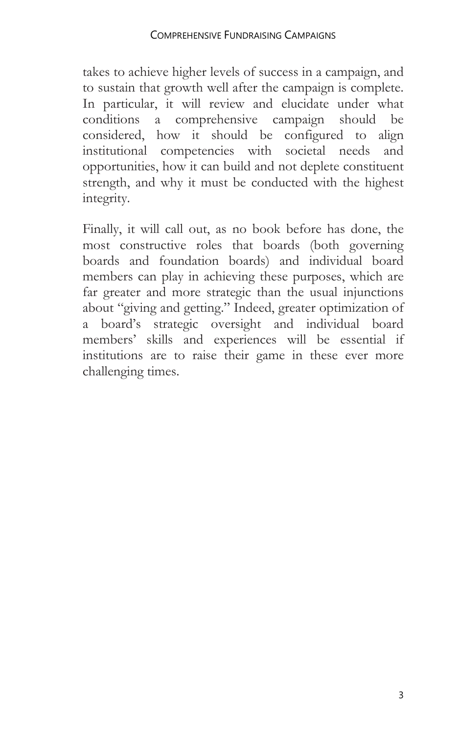takes to achieve higher levels of success in a campaign, and to sustain that growth well after the campaign is complete. In particular, it will review and elucidate under what conditions a comprehensive campaign should be considered, how it should be configured to align institutional competencies with societal needs and opportunities, how it can build and not deplete constituent strength, and why it must be conducted with the highest integrity.

Finally, it will call out, as no book before has done, the most constructive roles that boards (both governing boards and foundation boards) and individual board members can play in achieving these purposes, which are far greater and more strategic than the usual injunctions about "giving and getting." Indeed, greater optimization of a board's strategic oversight and individual board members' skills and experiences will be essential if institutions are to raise their game in these ever more challenging times.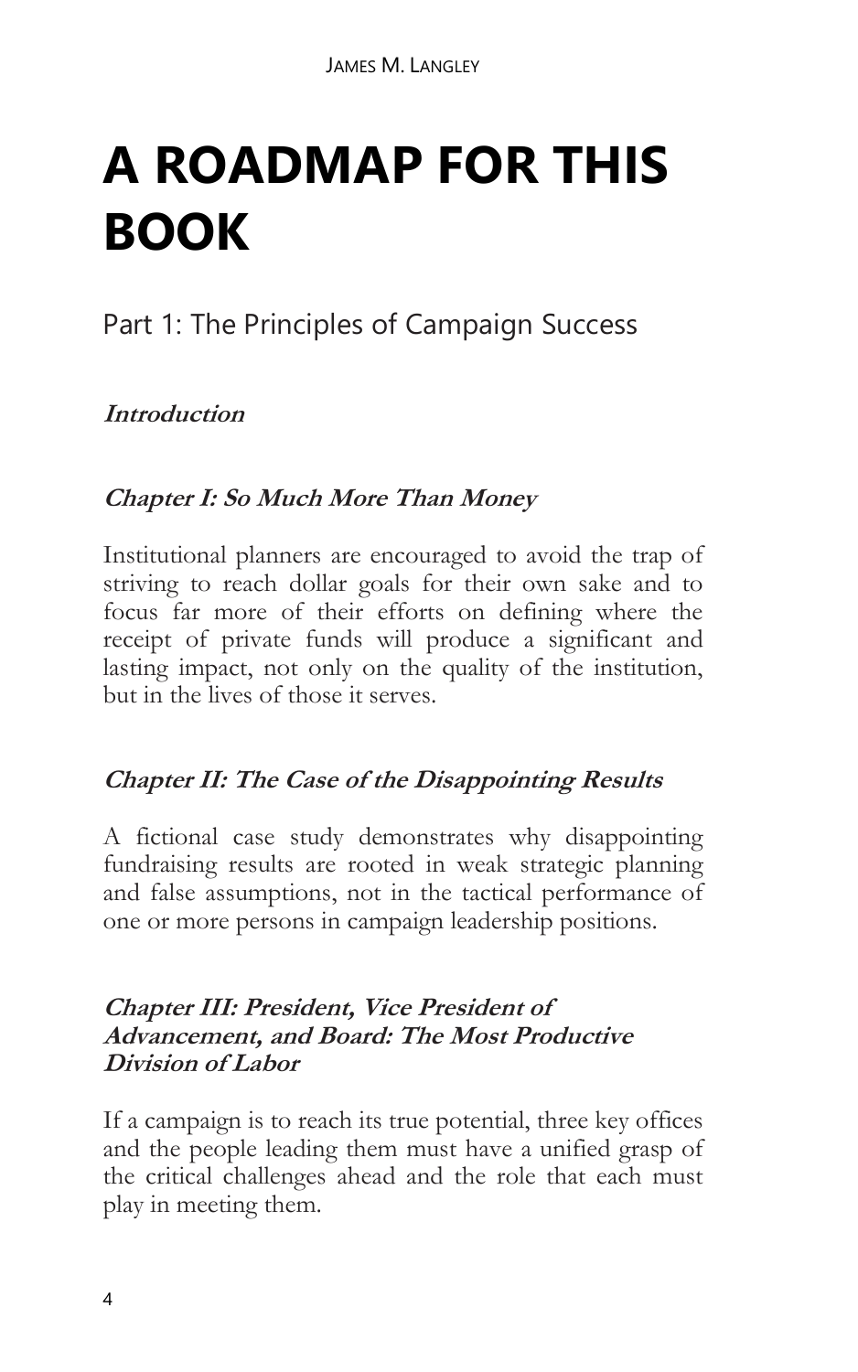# A ROADMAP FOR THIS BOOK

## Part 1: The Principles of Campaign Success

### ***Introduction***

### ***Chapter I: So Much More Than Money***

Institutional planners are encouraged to avoid the trap of striving to reach dollar goals for their own sake and to focus far more of their efforts on defining where the receipt of private funds will produce a significant and lasting impact, not only on the quality of the institution, but in the lives of those it serves.

### ***Chapter II: The Case of the Disappointing Results***

A fictional case study demonstrates why disappointing fundraising results are rooted in weak strategic planning and false assumptions, not in the tactical performance of one or more persons in campaign leadership positions.

### ***Chapter III: President, Vice President of Advancement, and Board: The Most Productive Division of Labor***

If a campaign is to reach its true potential, three key offices and the people leading them must have a unified grasp of the critical challenges ahead and the role that each must play in meeting them.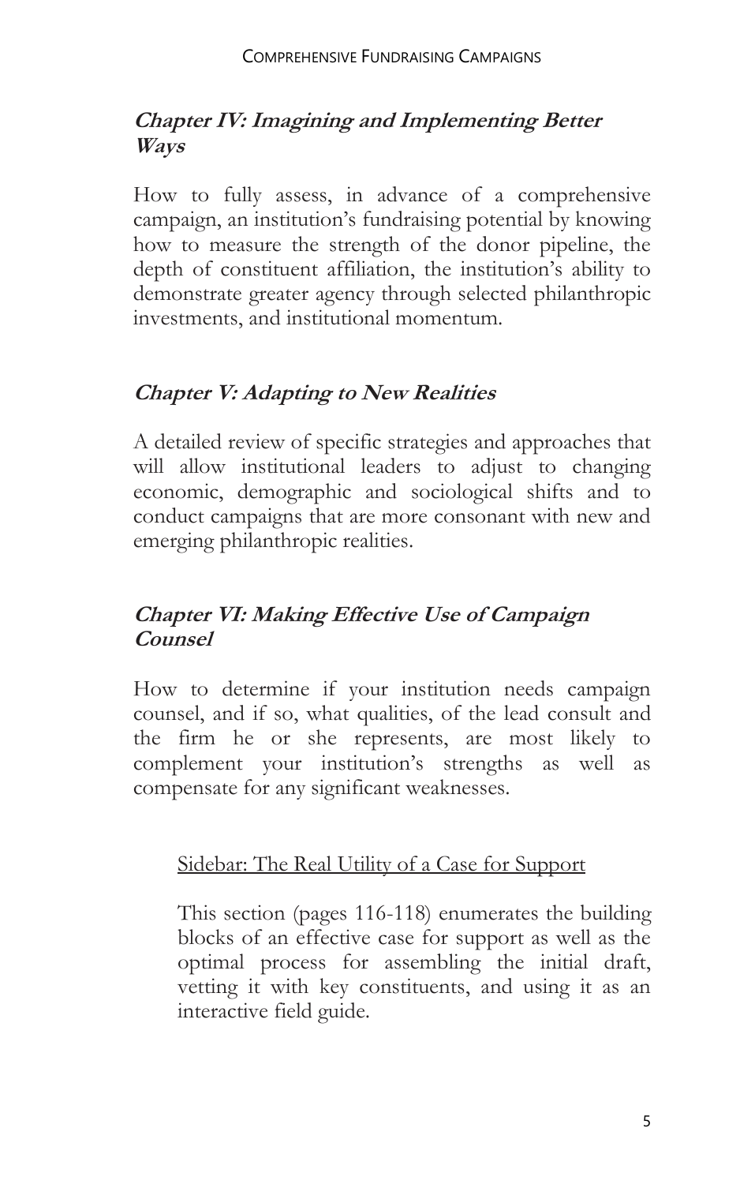### *Chapter IV: Imagining and Implementing Better Ways*

How to fully assess, in advance of a comprehensive campaign, an institution's fundraising potential by knowing how to measure the strength of the donor pipeline, the depth of constituent affiliation, the institution's ability to demonstrate greater agency through selected philanthropic investments, and institutional momentum.

### *Chapter V: Adapting to New Realities*

A detailed review of specific strategies and approaches that will allow institutional leaders to adjust to changing economic, demographic and sociological shifts and to conduct campaigns that are more consonant with new and emerging philanthropic realities.

### *Chapter VI: Making Effective Use of Campaign Counsel*

How to determine if your institution needs campaign counsel, and if so, what qualities, of the lead consult and the firm he or she represents, are most likely to complement your institution's strengths as well as compensate for any significant weaknesses.

> <u>Sidebar: The Real Utility of a Case for Support</u>
>
> This section (pages 116-118) enumerates the building blocks of an effective case for support as well as the optimal process for assembling the initial draft, vetting it with key constituents, and using it as an interactive field guide.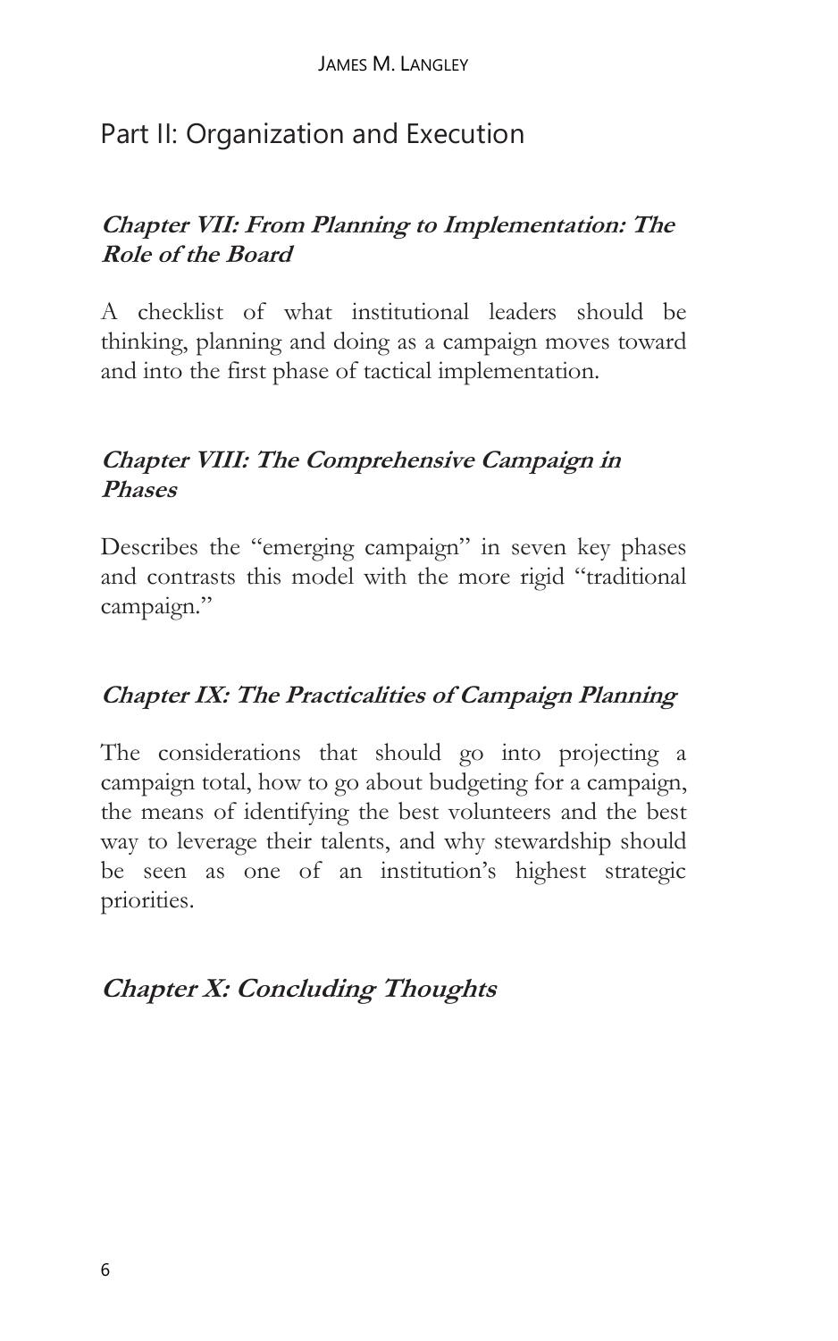## Part II: Organization and Execution

### *Chapter VII: From Planning to Implementation: The Role of the Board*

A checklist of what institutional leaders should be thinking, planning and doing as a campaign moves toward and into the first phase of tactical implementation.

### *Chapter VIII: The Comprehensive Campaign in Phases*

Describes the "emerging campaign" in seven key phases and contrasts this model with the more rigid "traditional campaign."

### *Chapter IX: The Practicalities of Campaign Planning*

The considerations that should go into projecting a campaign total, how to go about budgeting for a campaign, the means of identifying the best volunteers and the best way to leverage their talents, and why stewardship should be seen as one of an institution's highest strategic priorities.

### *Chapter X: Concluding Thoughts*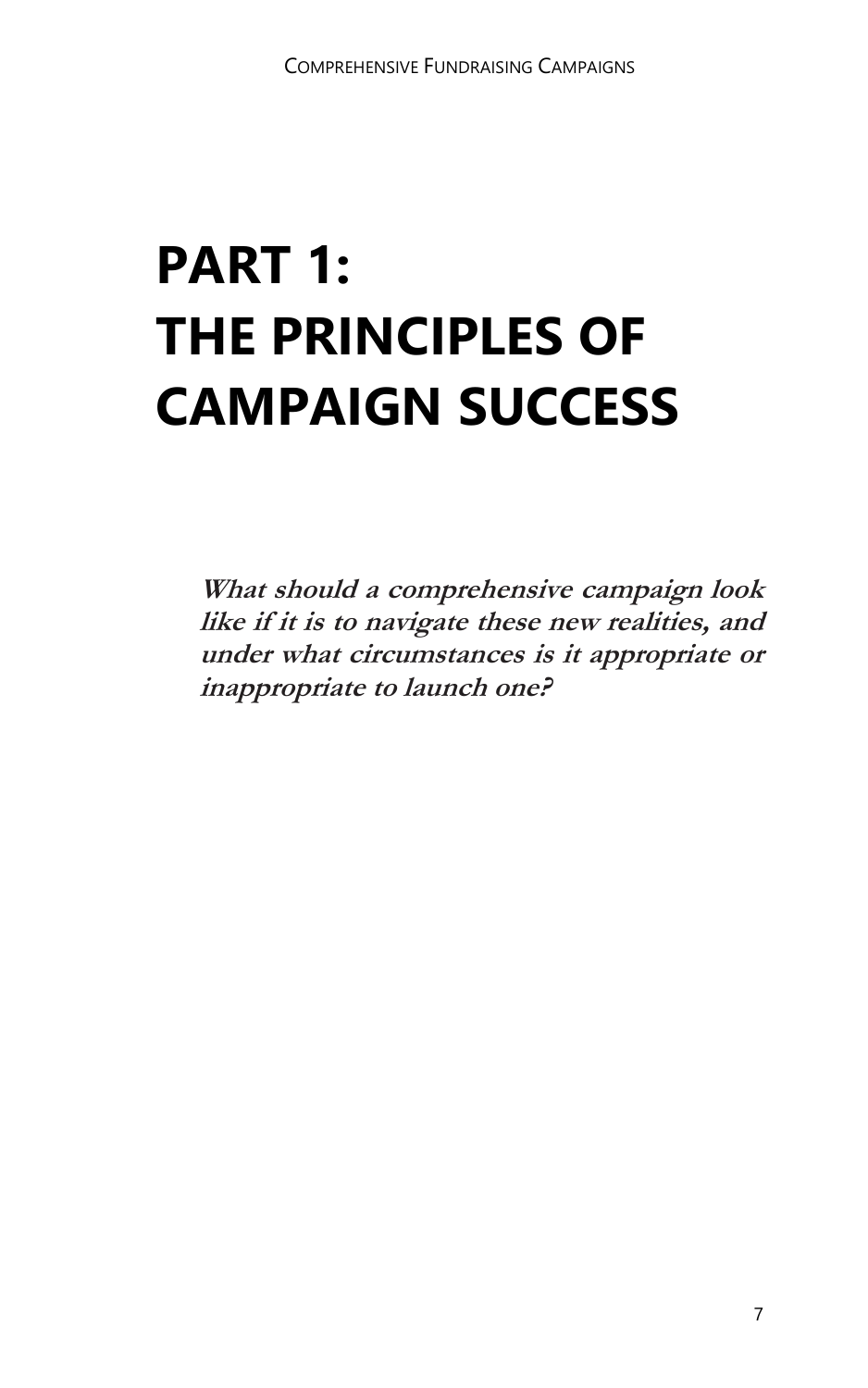# PART 1: THE PRINCIPLES OF CAMPAIGN SUCCESS

***What should a comprehensive campaign look like if it is to navigate these new realities, and under what circumstances is it appropriate or inappropriate to launch one?***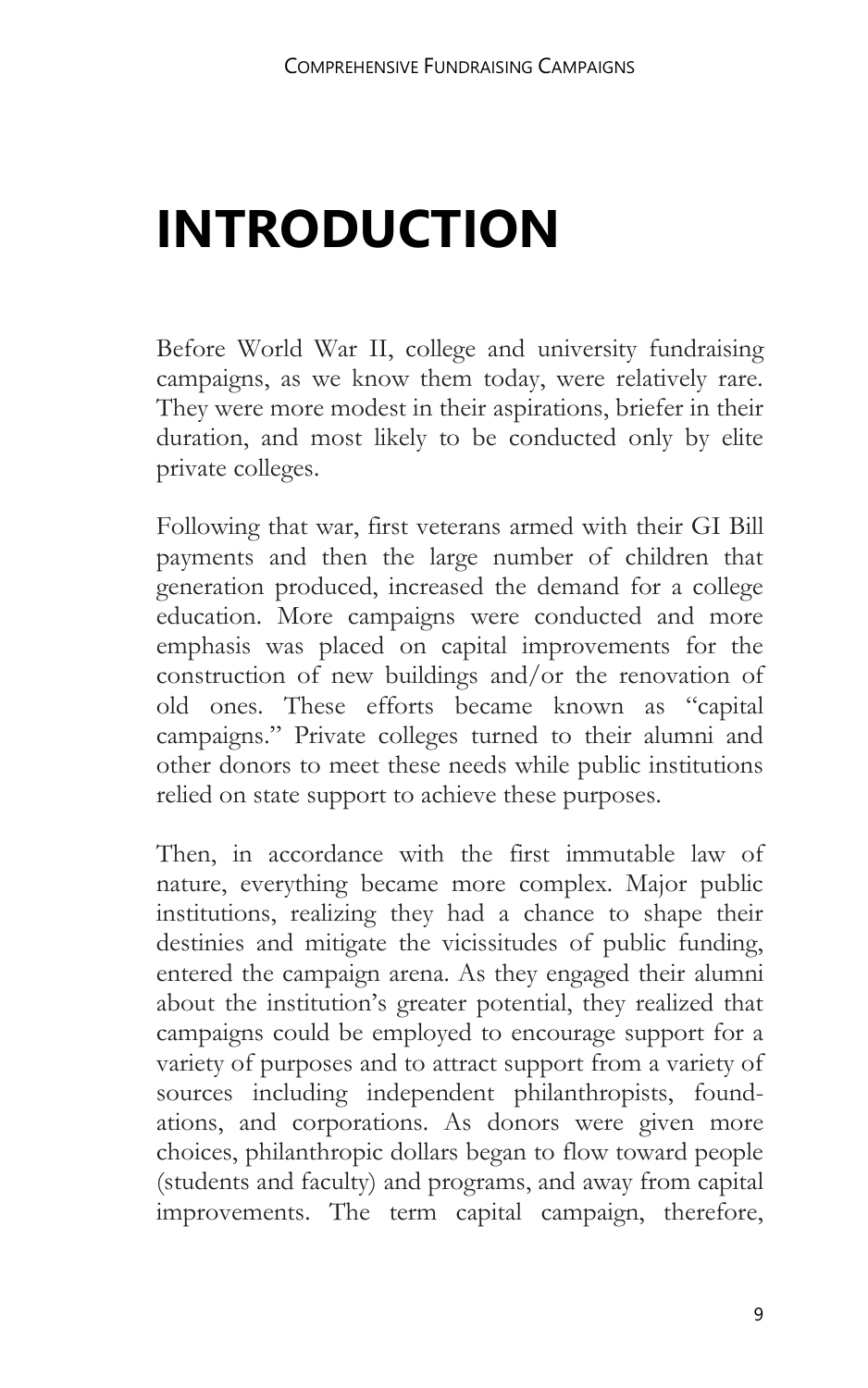# INTRODUCTION

Before World War II, college and university fundraising campaigns, as we know them today, were relatively rare. They were more modest in their aspirations, briefer in their duration, and most likely to be conducted only by elite private colleges.

Following that war, first veterans armed with their GI Bill payments and then the large number of children that generation produced, increased the demand for a college education. More campaigns were conducted and more emphasis was placed on capital improvements for the construction of new buildings and/or the renovation of old ones. These efforts became known as "capital campaigns." Private colleges turned to their alumni and other donors to meet these needs while public institutions relied on state support to achieve these purposes.

Then, in accordance with the first immutable law of nature, everything became more complex. Major public institutions, realizing they had a chance to shape their destinies and mitigate the vicissitudes of public funding, entered the campaign arena. As they engaged their alumni about the institution's greater potential, they realized that campaigns could be employed to encourage support for a variety of purposes and to attract support from a variety of sources including independent philanthropists, foundations, and corporations. As donors were given more choices, philanthropic dollars began to flow toward people (students and faculty) and programs, and away from capital improvements. The term capital campaign, therefore,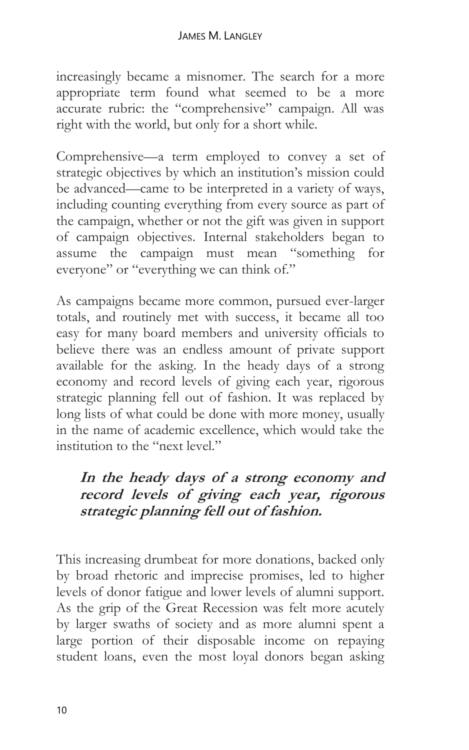increasingly became a misnomer. The search for a more appropriate term found what seemed to be a more accurate rubric: the "comprehensive" campaign. All was right with the world, but only for a short while.

Comprehensive—a term employed to convey a set of strategic objectives by which an institution's mission could be advanced—came to be interpreted in a variety of ways, including counting everything from every source as part of the campaign, whether or not the gift was given in support of campaign objectives. Internal stakeholders began to assume the campaign must mean "something for everyone" or "everything we can think of."

As campaigns became more common, pursued ever-larger totals, and routinely met with success, it became all too easy for many board members and university officials to believe there was an endless amount of private support available for the asking. In the heady days of a strong economy and record levels of giving each year, rigorous strategic planning fell out of fashion. It was replaced by long lists of what could be done with more money, usually in the name of academic excellence, which would take the institution to the "next level."

> ***In the heady days of a strong economy and record levels of giving each year, rigorous strategic planning fell out of fashion.***

This increasing drumbeat for more donations, backed only by broad rhetoric and imprecise promises, led to higher levels of donor fatigue and lower levels of alumni support. As the grip of the Great Recession was felt more acutely by larger swaths of society and as more alumni spent a large portion of their disposable income on repaying student loans, even the most loyal donors began asking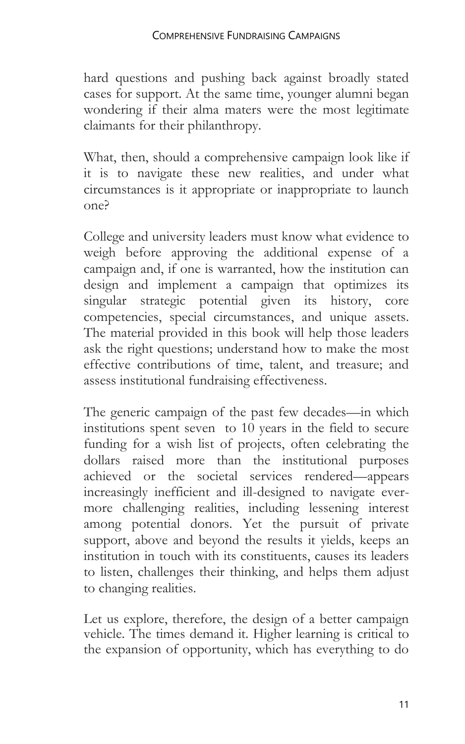hard questions and pushing back against broadly stated cases for support. At the same time, younger alumni began wondering if their alma maters were the most legitimate claimants for their philanthropy.

What, then, should a comprehensive campaign look like if it is to navigate these new realities, and under what circumstances is it appropriate or inappropriate to launch one?

College and university leaders must know what evidence to weigh before approving the additional expense of a campaign and, if one is warranted, how the institution can design and implement a campaign that optimizes its singular strategic potential given its history, core competencies, special circumstances, and unique assets. The material provided in this book will help those leaders ask the right questions; understand how to make the most effective contributions of time, talent, and treasure; and assess institutional fundraising effectiveness.

The generic campaign of the past few decades—in which institutions spent seven to 10 years in the field to secure funding for a wish list of projects, often celebrating the dollars raised more than the institutional purposes achieved or the societal services rendered—appears increasingly inefficient and ill-designed to navigate ever-more challenging realities, including lessening interest among potential donors. Yet the pursuit of private support, above and beyond the results it yields, keeps an institution in touch with its constituents, causes its leaders to listen, challenges their thinking, and helps them adjust to changing realities.

Let us explore, therefore, the design of a better campaign vehicle. The times demand it. Higher learning is critical to the expansion of opportunity, which has everything to do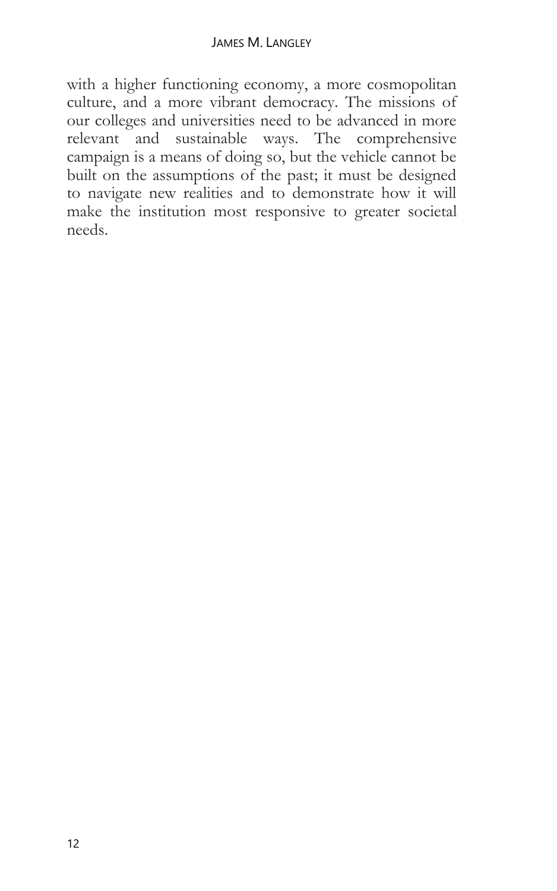with a higher functioning economy, a more cosmopolitan culture, and a more vibrant democracy. The missions of our colleges and universities need to be advanced in more relevant and sustainable ways. The comprehensive campaign is a means of doing so, but the vehicle cannot be built on the assumptions of the past; it must be designed to navigate new realities and to demonstrate how it will make the institution most responsive to greater societal needs.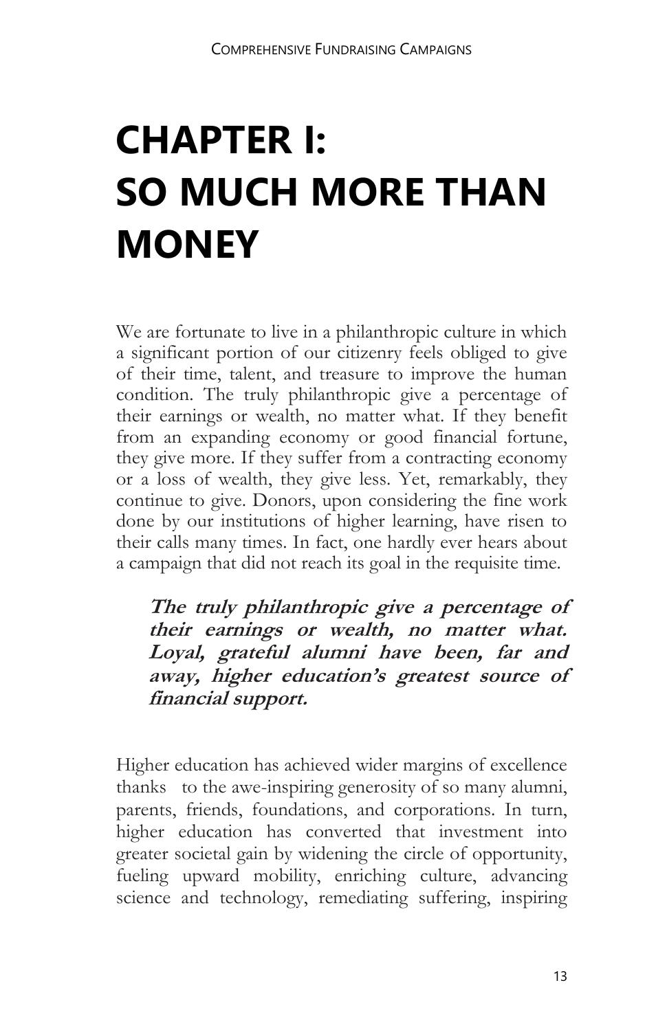# CHAPTER I: SO MUCH MORE THAN MONEY

We are fortunate to live in a philanthropic culture in which a significant portion of our citizenry feels obliged to give of their time, talent, and treasure to improve the human condition. The truly philanthropic give a percentage of their earnings or wealth, no matter what. If they benefit from an expanding economy or good financial fortune, they give more. If they suffer from a contracting economy or a loss of wealth, they give less. Yet, remarkably, they continue to give. Donors, upon considering the fine work done by our institutions of higher learning, have risen to their calls many times. In fact, one hardly ever hears about a campaign that did not reach its goal in the requisite time.

> ***The truly philanthropic give a percentage of their earnings or wealth, no matter what. Loyal, grateful alumni have been, far and away, higher education's greatest source of financial support.***

Higher education has achieved wider margins of excellence thanks to the awe-inspiring generosity of so many alumni, parents, friends, foundations, and corporations. In turn, higher education has converted that investment into greater societal gain by widening the circle of opportunity, fueling upward mobility, enriching culture, advancing science and technology, remediating suffering, inspiring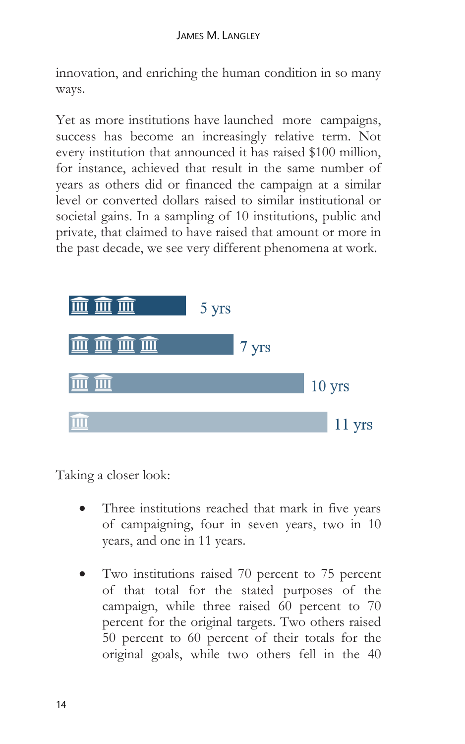innovation, and enriching the human condition in so many ways.

Yet as more institutions have launched more campaigns, success has become an increasingly relative term. Not every institution that announced it has raised $100 million, for instance, achieved that result in the same number of years as others did or financed the campaign at a similar level or converted dollars raised to similar institutional or societal gains. In a sampling of 10 institutions, public and private, that claimed to have raised that amount or more in the past decade, we see very different phenomena at work.

5 yrs

7 yrs

10 yrs

11 yrs

Taking a closer look:

- Three institutions reached that mark in five years of campaigning, four in seven years, two in 10 years, and one in 11 years.

- Two institutions raised 70 percent to 75 percent of that total for the stated purposes of the campaign, while three raised 60 percent to 70 percent for the original targets. Two others raised 50 percent to 60 percent of their totals for the original goals, while two others fell in the 40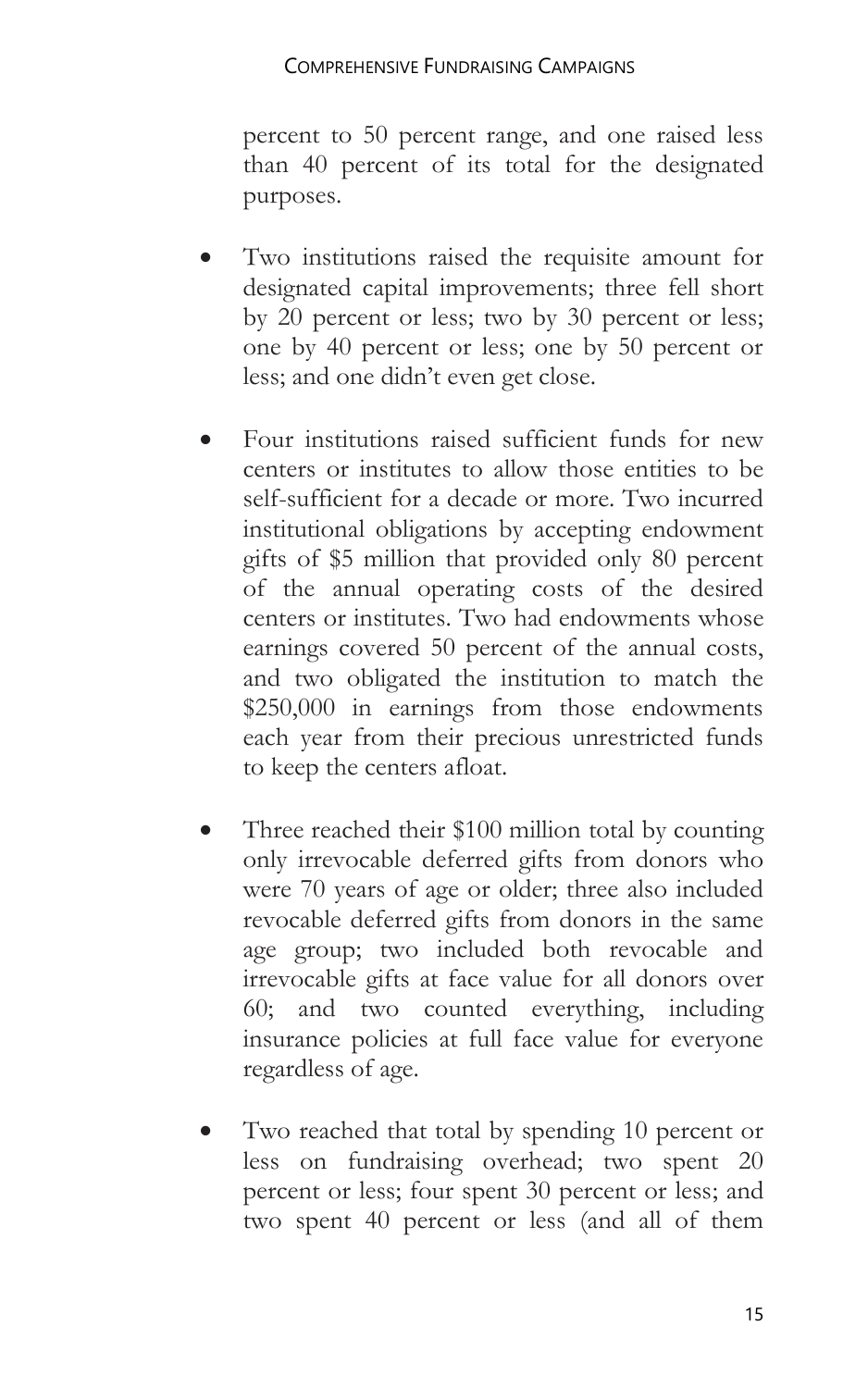percent to 50 percent range, and one raised less than 40 percent of its total for the designated purposes.

- Two institutions raised the requisite amount for designated capital improvements; three fell short by 20 percent or less; two by 30 percent or less; one by 40 percent or less; one by 50 percent or less; and one didn't even get close.

- Four institutions raised sufficient funds for new centers or institutes to allow those entities to be self-sufficient for a decade or more. Two incurred institutional obligations by accepting endowment gifts of $5 million that provided only 80 percent of the annual operating costs of the desired centers or institutes. Two had endowments whose earnings covered 50 percent of the annual costs, and two obligated the institution to match the $250,000 in earnings from those endowments each year from their precious unrestricted funds to keep the centers afloat.

- Three reached their $100 million total by counting only irrevocable deferred gifts from donors who were 70 years of age or older; three also included revocable deferred gifts from donors in the same age group; two included both revocable and irrevocable gifts at face value for all donors over 60; and two counted everything, including insurance policies at full face value for everyone regardless of age.

- Two reached that total by spending 10 percent or less on fundraising overhead; two spent 20 percent or less; four spent 30 percent or less; and two spent 40 percent or less (and all of them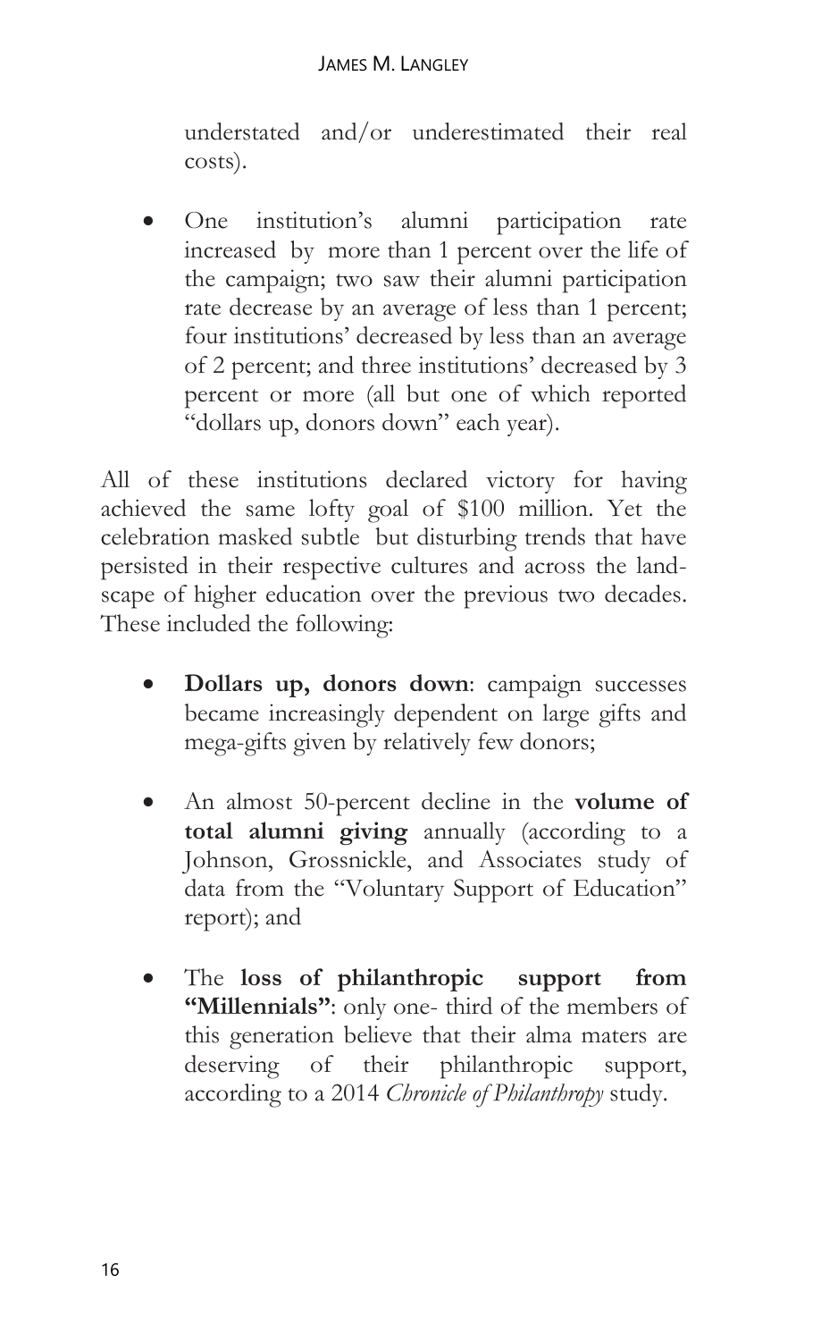understated and/or underestimated their real costs).

- One institution's alumni participation rate increased by more than 1 percent over the life of the campaign; two saw their alumni participation rate decrease by an average of less than 1 percent; four institutions' decreased by less than an average of 2 percent; and three institutions' decreased by 3 percent or more (all but one of which reported "dollars up, donors down" each year).

All of these institutions declared victory for having achieved the same lofty goal of $100 million. Yet the celebration masked subtle but disturbing trends that have persisted in their respective cultures and across the landscape of higher education over the previous two decades. These included the following:

- **Dollars up, donors down**: campaign successes became increasingly dependent on large gifts and mega-gifts given by relatively few donors;

- An almost 50-percent decline in the **volume of total alumni giving** annually (according to a Johnson, Grossnickle, and Associates study of data from the "Voluntary Support of Education" report); and

- The **loss of philanthropic support from "Millennials"**: only one- third of the members of this generation believe that their alma maters are deserving of their philanthropic support, according to a 2014 *Chronicle of Philanthropy* study.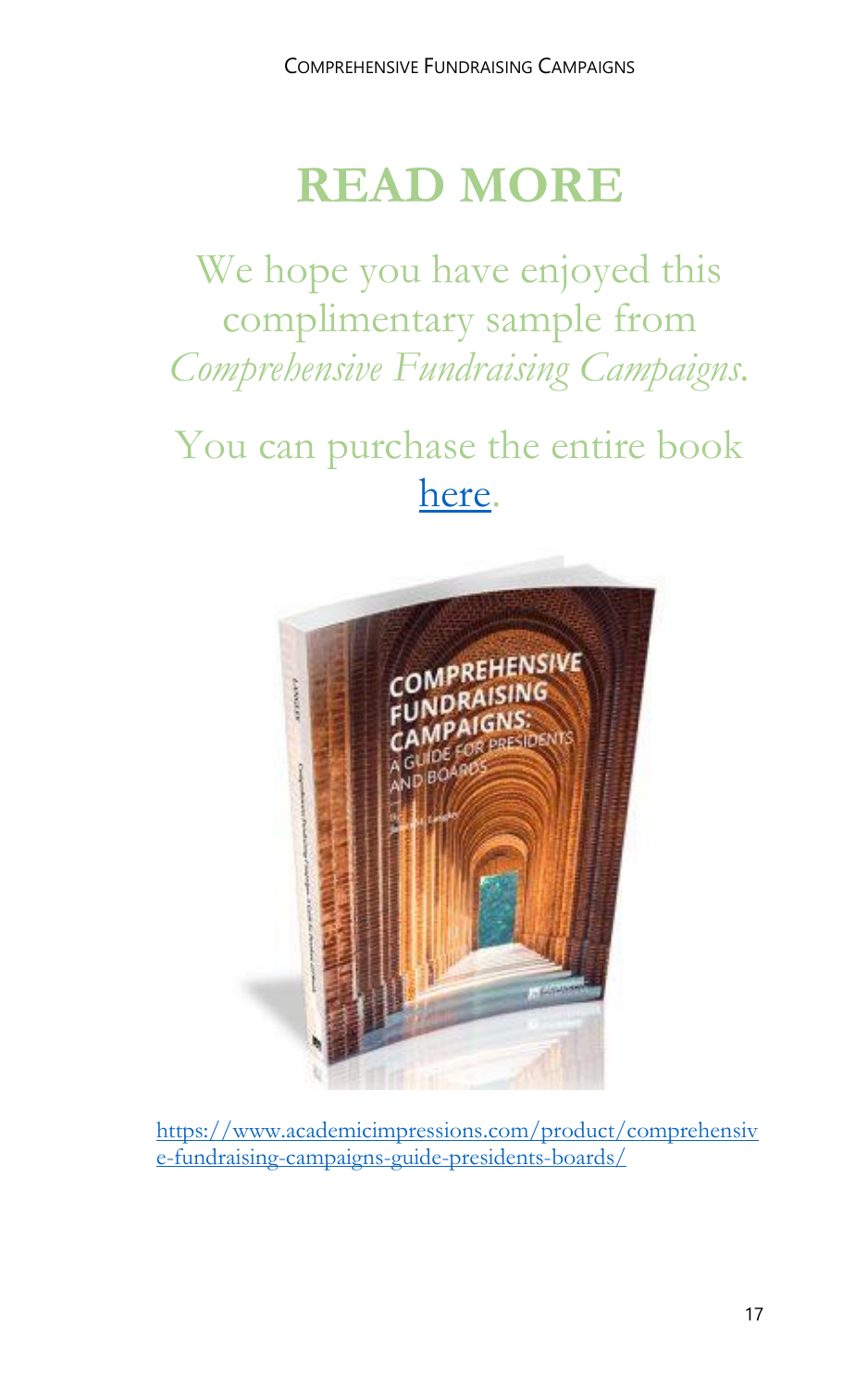# READ MORE

We hope you have enjoyed this complimentary sample from *Comprehensive Fundraising Campaigns*.

You can purchase the entire book [here](https://www.academicimpressions.com/product/comprehensive-fundraising-campaigns-guide-presidents-boards/).

https://www.academicimpressions.com/product/comprehensive-fundraising-campaigns-guide-presidents-boards/